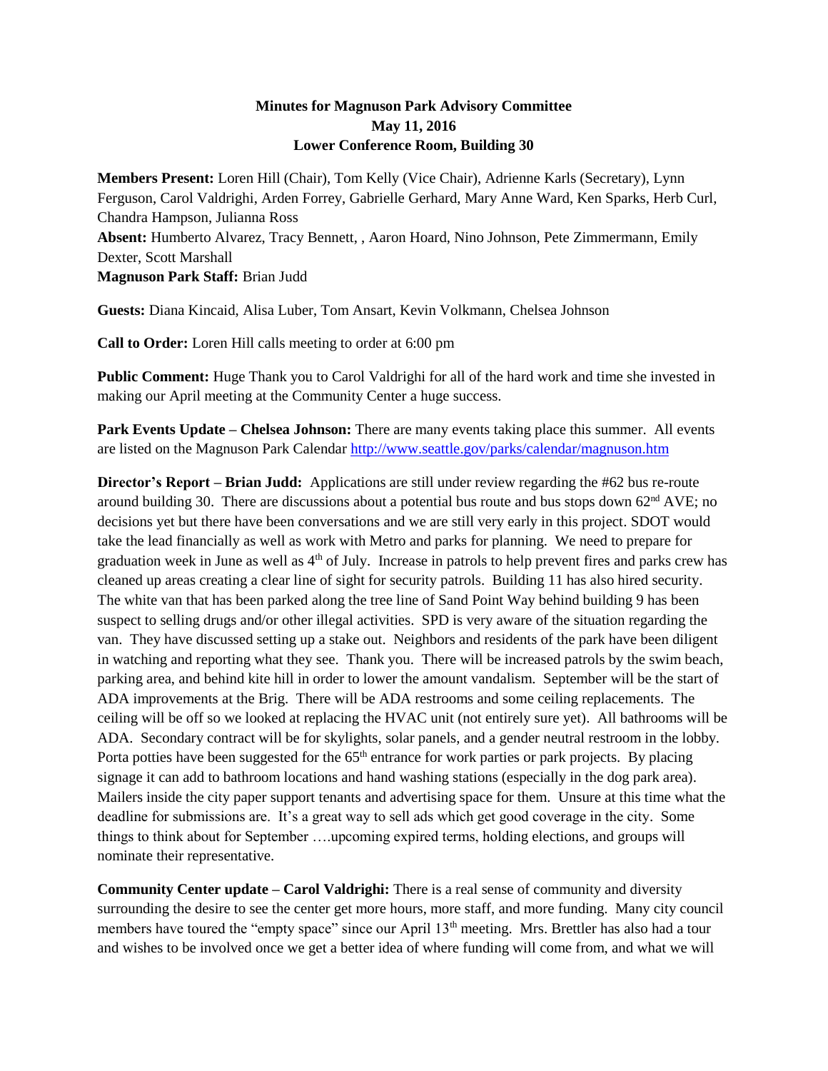**Minutes for Magnuson Park Advisory Committee**
**May 11, 2016**
**Lower Conference Room, Building 30**

**Members Present:** Loren Hill (Chair), Tom Kelly (Vice Chair), Adrienne Karls (Secretary), Lynn Ferguson, Carol Valdrighi, Arden Forrey, Gabrielle Gerhard, Mary Anne Ward, Ken Sparks, Herb Curl, Chandra Hampson, Julianna Ross
**Absent:** Humberto Alvarez, Tracy Bennett, , Aaron Hoard, Nino Johnson, Pete Zimmermann, Emily Dexter, Scott Marshall
**Magnuson Park Staff:** Brian Judd

**Guests:** Diana Kincaid, Alisa Luber, Tom Ansart, Kevin Volkmann, Chelsea Johnson

**Call to Order:** Loren Hill calls meeting to order at 6:00 pm

**Public Comment:** Huge Thank you to Carol Valdrighi for all of the hard work and time she invested in making our April meeting at the Community Center a huge success.

**Park Events Update – Chelsea Johnson:** There are many events taking place this summer. All events are listed on the Magnuson Park Calendar http://www.seattle.gov/parks/calendar/magnuson.htm

**Director's Report – Brian Judd:** Applications are still under review regarding the #62 bus re-route around building 30. There are discussions about a potential bus route and bus stops down 62nd AVE; no decisions yet but there have been conversations and we are still very early in this project. SDOT would take the lead financially as well as work with Metro and parks for planning. We need to prepare for graduation week in June as well as 4th of July. Increase in patrols to help prevent fires and parks crew has cleaned up areas creating a clear line of sight for security patrols. Building 11 has also hired security. The white van that has been parked along the tree line of Sand Point Way behind building 9 has been suspect to selling drugs and/or other illegal activities. SPD is very aware of the situation regarding the van. They have discussed setting up a stake out. Neighbors and residents of the park have been diligent in watching and reporting what they see. Thank you. There will be increased patrols by the swim beach, parking area, and behind kite hill in order to lower the amount vandalism. September will be the start of ADA improvements at the Brig. There will be ADA restrooms and some ceiling replacements. The ceiling will be off so we looked at replacing the HVAC unit (not entirely sure yet). All bathrooms will be ADA. Secondary contract will be for skylights, solar panels, and a gender neutral restroom in the lobby. Porta potties have been suggested for the 65th entrance for work parties or park projects. By placing signage it can add to bathroom locations and hand washing stations (especially in the dog park area). Mailers inside the city paper support tenants and advertising space for them. Unsure at this time what the deadline for submissions are. It's a great way to sell ads which get good coverage in the city. Some things to think about for September ….upcoming expired terms, holding elections, and groups will nominate their representative.

**Community Center update – Carol Valdrighi:** There is a real sense of community and diversity surrounding the desire to see the center get more hours, more staff, and more funding. Many city council members have toured the "empty space" since our April 13th meeting. Mrs. Brettler has also had a tour and wishes to be involved once we get a better idea of where funding will come from, and what we will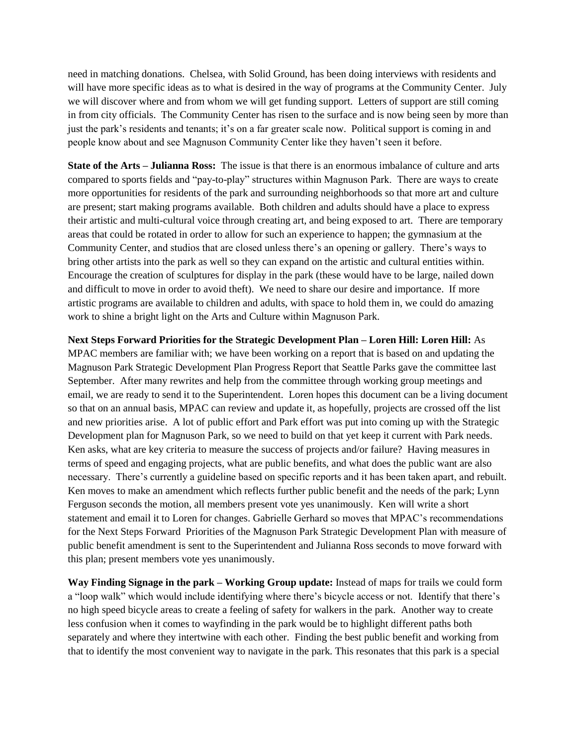need in matching donations. Chelsea, with Solid Ground, has been doing interviews with residents and will have more specific ideas as to what is desired in the way of programs at the Community Center. July we will discover where and from whom we will get funding support. Letters of support are still coming in from city officials. The Community Center has risen to the surface and is now being seen by more than just the park's residents and tenants; it's on a far greater scale now. Political support is coming in and people know about and see Magnuson Community Center like they haven't seen it before.

**State of the Arts – Julianna Ross:** The issue is that there is an enormous imbalance of culture and arts compared to sports fields and "pay-to-play" structures within Magnuson Park. There are ways to create more opportunities for residents of the park and surrounding neighborhoods so that more art and culture are present; start making programs available. Both children and adults should have a place to express their artistic and multi-cultural voice through creating art, and being exposed to art. There are temporary areas that could be rotated in order to allow for such an experience to happen; the gymnasium at the Community Center, and studios that are closed unless there's an opening or gallery. There's ways to bring other artists into the park as well so they can expand on the artistic and cultural entities within. Encourage the creation of sculptures for display in the park (these would have to be large, nailed down and difficult to move in order to avoid theft). We need to share our desire and importance. If more artistic programs are available to children and adults, with space to hold them in, we could do amazing work to shine a bright light on the Arts and Culture within Magnuson Park.

**Next Steps Forward Priorities for the Strategic Development Plan – Loren Hill: Loren Hill:** As MPAC members are familiar with; we have been working on a report that is based on and updating the Magnuson Park Strategic Development Plan Progress Report that Seattle Parks gave the committee last September. After many rewrites and help from the committee through working group meetings and email, we are ready to send it to the Superintendent. Loren hopes this document can be a living document so that on an annual basis, MPAC can review and update it, as hopefully, projects are crossed off the list and new priorities arise. A lot of public effort and Park effort was put into coming up with the Strategic Development plan for Magnuson Park, so we need to build on that yet keep it current with Park needs. Ken asks, what are key criteria to measure the success of projects and/or failure? Having measures in terms of speed and engaging projects, what are public benefits, and what does the public want are also necessary. There's currently a guideline based on specific reports and it has been taken apart, and rebuilt. Ken moves to make an amendment which reflects further public benefit and the needs of the park; Lynn Ferguson seconds the motion, all members present vote yes unanimously. Ken will write a short statement and email it to Loren for changes. Gabrielle Gerhard so moves that MPAC's recommendations for the Next Steps Forward Priorities of the Magnuson Park Strategic Development Plan with measure of public benefit amendment is sent to the Superintendent and Julianna Ross seconds to move forward with this plan; present members vote yes unanimously.

**Way Finding Signage in the park – Working Group update:** Instead of maps for trails we could form a "loop walk" which would include identifying where there's bicycle access or not. Identify that there's no high speed bicycle areas to create a feeling of safety for walkers in the park. Another way to create less confusion when it comes to wayfinding in the park would be to highlight different paths both separately and where they intertwine with each other. Finding the best public benefit and working from that to identify the most convenient way to navigate in the park. This resonates that this park is a special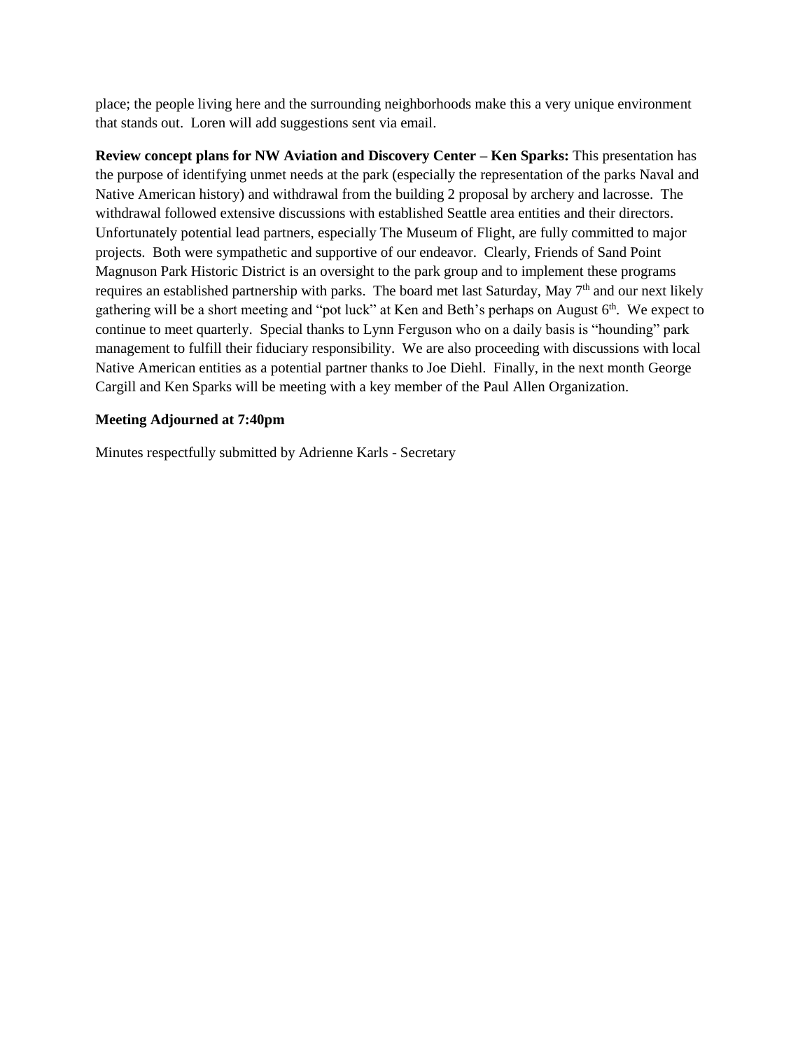place; the people living here and the surrounding neighborhoods make this a very unique environment that stands out. Loren will add suggestions sent via email.

**Review concept plans for NW Aviation and Discovery Center – Ken Sparks:** This presentation has the purpose of identifying unmet needs at the park (especially the representation of the parks Naval and Native American history) and withdrawal from the building 2 proposal by archery and lacrosse. The withdrawal followed extensive discussions with established Seattle area entities and their directors. Unfortunately potential lead partners, especially The Museum of Flight, are fully committed to major projects. Both were sympathetic and supportive of our endeavor. Clearly, Friends of Sand Point Magnuson Park Historic District is an oversight to the park group and to implement these programs requires an established partnership with parks. The board met last Saturday, May 7th and our next likely gathering will be a short meeting and "pot luck" at Ken and Beth's perhaps on August 6th. We expect to continue to meet quarterly. Special thanks to Lynn Ferguson who on a daily basis is "hounding" park management to fulfill their fiduciary responsibility. We are also proceeding with discussions with local Native American entities as a potential partner thanks to Joe Diehl. Finally, in the next month George Cargill and Ken Sparks will be meeting with a key member of the Paul Allen Organization.

**Meeting Adjourned at 7:40pm**

Minutes respectfully submitted by Adrienne Karls - Secretary